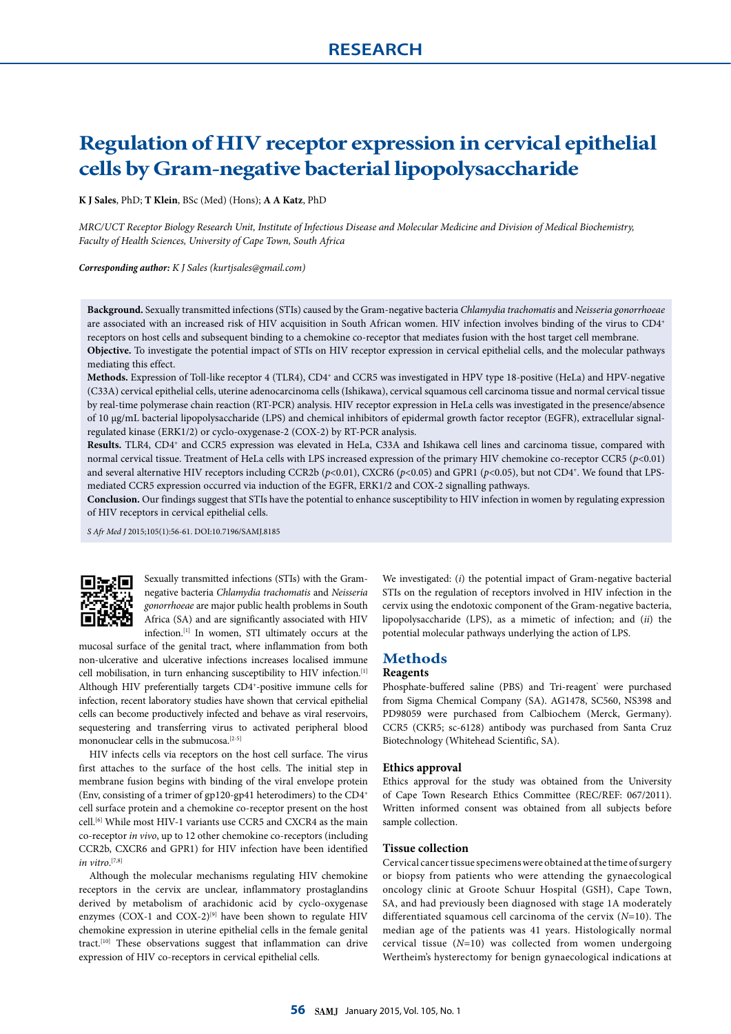RESEARCH

# Regulation of HIV receptor expression in cervical epithelial cells by Gram-negative bacterial lipopolysaccharide

**K J Sales**, PhD; **T Klein**, BSc (Med) (Hons); **A A Katz**, PhD

*MRC/UCT Receptor Biology Research Unit, Institute of Infectious Disease and Molecular Medicine and Division of Medical Biochemistry, Faculty of Health Sciences, University of Cape Town, South Africa*

***Corresponding author:** K J Sales (kurtjsales@gmail.com)*

**Background.** Sexually transmitted infections (STIs) caused by the Gram-negative bacteria *Chlamydia trachomatis* and *Neisseria gonorrhoeae* are associated with an increased risk of HIV acquisition in South African women. HIV infection involves binding of the virus to $CD4^+$ receptors on host cells and subsequent binding to a chemokine co-receptor that mediates fusion with the host target cell membrane.

**Objective.** To investigate the potential impact of STIs on HIV receptor expression in cervical epithelial cells, and the molecular pathways mediating this effect.

**Methods.** Expression of Toll-like receptor 4 (TLR4), $CD4^+$ and CCR5 was investigated in HPV type 18-positive (HeLa) and HPV-negative (C33A) cervical epithelial cells, uterine adenocarcinoma cells (Ishikawa), cervical squamous cell carcinoma tissue and normal cervical tissue by real-time polymerase chain reaction (RT-PCR) analysis. HIV receptor expression in HeLa cells was investigated in the presence/absence of 10 µg/mL bacterial lipopolysaccharide (LPS) and chemical inhibitors of epidermal growth factor receptor (EGFR), extracellular signal-regulated kinase (ERK1/2) or cyclo-oxygenase-2 (COX-2) by RT-PCR analysis.

**Results.** TLR4, $CD4^+$ and CCR5 expression was elevated in HeLa, C33A and Ishikawa cell lines and carcinoma tissue, compared with normal cervical tissue. Treatment of HeLa cells with LPS increased expression of the primary HIV chemokine co-receptor CCR5 ($p<0.01$) and several alternative HIV receptors including CCR2b ($p<0.01$), CXCR6 ($p<0.05$) and GPR1 ($p<0.05$), but not $CD4^+$. We found that LPS-mediated CCR5 expression occurred via induction of the EGFR, ERK1/2 and COX-2 signalling pathways.

**Conclusion.** Our findings suggest that STIs have the potential to enhance susceptibility to HIV infection in women by regulating expression of HIV receptors in cervical epithelial cells.

*S Afr Med J* 2015;105(1):56-61. DOI:10.7196/SAMJ.8185

Sexually transmitted infections (STIs) with the Gram-negative bacteria *Chlamydia trachomatis* and *Neisseria gonorrhoeae* are major public health problems in South Africa (SA) and are significantly associated with HIV infection.[1] In women, STI ultimately occurs at the mucosal surface of the genital tract, where inflammation from both non-ulcerative and ulcerative infections increases localised immune cell mobilisation, in turn enhancing susceptibility to HIV infection.[1] Although HIV preferentially targets $CD4^+$-positive immune cells for infection, recent laboratory studies have shown that cervical epithelial cells can become productively infected and behave as viral reservoirs, sequestering and transferring virus to activated peripheral blood mononuclear cells in the submucosa.[2-5]

HIV infects cells via receptors on the host cell surface. The virus first attaches to the surface of the host cells. The initial step in membrane fusion begins with binding of the viral envelope protein (Env, consisting of a trimer of gp120-gp41 heterodimers) to the $CD4^+$ cell surface protein and a chemokine co-receptor present on the host cell.[6] While most HIV-1 variants use CCR5 and CXCR4 as the main co-receptor *in vivo*, up to 12 other chemokine co-receptors (including CCR2b, CXCR6 and GPR1) for HIV infection have been identified *in vitro*.[7,8]

Although the molecular mechanisms regulating HIV chemokine receptors in the cervix are unclear, inflammatory prostaglandins derived by metabolism of arachidonic acid by cyclo-oxygenase enzymes (COX-1 and COX-2)[9] have been shown to regulate HIV chemokine expression in uterine epithelial cells in the female genital tract.[10] These observations suggest that inflammation can drive expression of HIV co-receptors in cervical epithelial cells.

We investigated: (*i*) the potential impact of Gram-negative bacterial STIs on the regulation of receptors involved in HIV infection in the cervix using the endotoxic component of the Gram-negative bacteria, lipopolysaccharide (LPS), as a mimetic of infection; and (*ii*) the potential molecular pathways underlying the action of LPS.

## Methods

### Reagents

Phosphate-buffered saline (PBS) and Tri-reagent® were purchased from Sigma Chemical Company (SA). AG1478, SC560, NS398 and PD98059 were purchased from Calbiochem (Merck, Germany). CCR5 (CKR5; sc-6128) antibody was purchased from Santa Cruz Biotechnology (Whitehead Scientific, SA).

### Ethics approval

Ethics approval for the study was obtained from the University of Cape Town Research Ethics Committee (REC/REF: 067/2011). Written informed consent was obtained from all subjects before sample collection.

### Tissue collection

Cervical cancer tissue specimens were obtained at the time of surgery or biopsy from patients who were attending the gynaecological oncology clinic at Groote Schuur Hospital (GSH), Cape Town, SA, and had previously been diagnosed with stage 1A moderately differentiated squamous cell carcinoma of the cervix ($N$=10). The median age of the patients was 41 years. Histologically normal cervical tissue ($N$=10) was collected from women undergoing Wertheim's hysterectomy for benign gynaecological indications at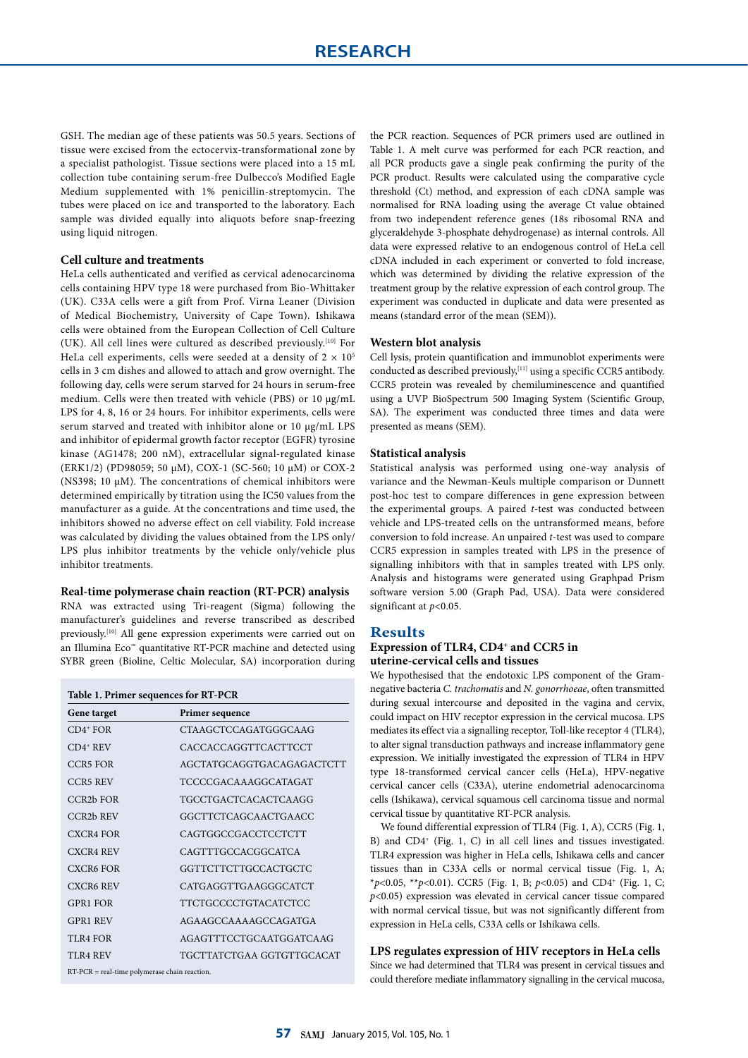GSH. The median age of these patients was 50.5 years. Sections of tissue were excised from the ectocervix-transformational zone by a specialist pathologist. Tissue sections were placed into a 15 mL collection tube containing serum-free Dulbecco's Modified Eagle Medium supplemented with 1% penicillin-streptomycin. The tubes were placed on ice and transported to the laboratory. Each sample was divided equally into aliquots before snap-freezing using liquid nitrogen.

### Cell culture and treatments

HeLa cells authenticated and verified as cervical adenocarcinoma cells containing HPV type 18 were purchased from Bio-Whittaker (UK). C33A cells were a gift from Prof. Virna Leaner (Division of Medical Biochemistry, University of Cape Town). Ishikawa cells were obtained from the European Collection of Cell Culture (UK). All cell lines were cultured as described previously.[10] For HeLa cell experiments, cells were seeded at a density of $2 \times 10^5$ cells in 3 cm dishes and allowed to attach and grow overnight. The following day, cells were serum starved for 24 hours in serum-free medium. Cells were then treated with vehicle (PBS) or 10 µg/mL LPS for 4, 8, 16 or 24 hours. For inhibitor experiments, cells were serum starved and treated with inhibitor alone or 10 µg/mL LPS and inhibitor of epidermal growth factor receptor (EGFR) tyrosine kinase (AG1478; 200 nM), extracellular signal-regulated kinase (ERK1/2) (PD98059; 50 µM), COX-1 (SC-560; 10 µM) or COX-2 (NS398; 10 µM). The concentrations of chemical inhibitors were determined empirically by titration using the IC50 values from the manufacturer as a guide. At the concentrations and time used, the inhibitors showed no adverse effect on cell viability. Fold increase was calculated by dividing the values obtained from the LPS only/LPS plus inhibitor treatments by the vehicle only/vehicle plus inhibitor treatments.

### Real-time polymerase chain reaction (RT-PCR) analysis

RNA was extracted using Tri-reagent (Sigma) following the manufacturer's guidelines and reverse transcribed as described previously.[10] All gene expression experiments were carried out on an Illumina Eco™ quantitative RT-PCR machine and detected using SYBR green (Bioline, Celtic Molecular, SA) incorporation during the PCR reaction. Sequences of PCR primers used are outlined in Table 1. A melt curve was performed for each PCR reaction, and all PCR products gave a single peak confirming the purity of the PCR product. Results were calculated using the comparative cycle threshold (Ct) method, and expression of each cDNA sample was normalised for RNA loading using the average Ct value obtained from two independent reference genes (18s ribosomal RNA and glyceraldehyde 3-phosphate dehydrogenase) as internal controls. All data were expressed relative to an endogenous control of HeLa cell cDNA included in each experiment or converted to fold increase, which was determined by dividing the relative expression of the treatment group by the relative expression of each control group. The experiment was conducted in duplicate and data were presented as means (standard error of the mean (SEM)).

**Table 1. Primer sequences for RT-PCR**

| Gene target | Primer sequence |
|---|---|
| CD4+ FOR | CTAAGCTCCAGATGGGCAAG |
| CD4+ REV | CACCACCAGGTTCACTTCCT |
| CCR5 FOR | AGCTATGCAGGTGACAGAGACTCTT |
| CCR5 REV | TCCCCGACAAAGGCATAGAT |
| CCR2b FOR | TGCCTGACTCACACTCAAGG |
| CCR2b REV | GGCTTCTCAGCAACTGAACC |
| CXCR4 FOR | CAGTGGCCGACCTCCTCTT |
| CXCR4 REV | CAGTTTGCCACGGCATCA |
| CXCR6 FOR | GGTTCTTCTTGCCACTGCTC |
| CXCR6 REV | CATGAGGTTGAAGGGCATCT |
| GPR1 FOR | TTCTGCCCCTGTACATCTCC |
| GPR1 REV | AGAAGCCAAAAGCCAGATGA |
| TLR4 FOR | AGAGTTTCCTGCAATGGATCAAG |
| TLR4 REV | TGCTTATCTGAA GGTGTTGCACAT |

RT-PCR = real-time polymerase chain reaction.

### Western blot analysis

Cell lysis, protein quantification and immunoblot experiments were conducted as described previously,[11] using a specific CCR5 antibody. CCR5 protein was revealed by chemiluminescence and quantified using a UVP BioSpectrum 500 Imaging System (Scientific Group, SA). The experiment was conducted three times and data were presented as means (SEM).

### Statistical analysis

Statistical analysis was performed using one-way analysis of variance and the Newman-Keuls multiple comparison or Dunnett post-hoc test to compare differences in gene expression between the experimental groups. A paired *t*-test was conducted between vehicle and LPS-treated cells on the untransformed means, before conversion to fold increase. An unpaired *t*-test was used to compare CCR5 expression in samples treated with LPS in the presence of signalling inhibitors with that in samples treated with LPS only. Analysis and histograms were generated using Graphpad Prism software version 5.00 (Graph Pad, USA). Data were considered significant at $p<0.05$.

## Results

### Expression of TLR4, CD4+ and CCR5 in uterine-cervical cells and tissues

We hypothesised that the endotoxic LPS component of the Gram-negative bacteria *C. trachomatis* and *N. gonorrhoeae*, often transmitted during sexual intercourse and deposited in the vagina and cervix, could impact on HIV receptor expression in the cervical mucosa. LPS mediates its effect via a signalling receptor, Toll-like receptor 4 (TLR4), to alter signal transduction pathways and increase inflammatory gene expression. We initially investigated the expression of TLR4 in HPV type 18-transformed cervical cancer cells (HeLa), HPV-negative cervical cancer cells (C33A), uterine endometrial adenocarcinoma cells (Ishikawa), cervical squamous cell carcinoma tissue and normal cervical tissue by quantitative RT-PCR analysis.

We found differential expression of TLR4 (Fig. 1, A), CCR5 (Fig. 1, B) and CD4+ (Fig. 1, C) in all cell lines and tissues investigated. TLR4 expression was higher in HeLa cells, Ishikawa cells and cancer tissues than in C33A cells or normal cervical tissue (Fig. 1, A; \*$p<0.05$, \*\*$p<0.01$). CCR5 (Fig. 1, B; $p<0.05$) and CD4+ (Fig. 1, C; $p<0.05$) expression was elevated in cervical cancer tissue compared with normal cervical tissue, but was not significantly different from expression in HeLa cells, C33A cells or Ishikawa cells.

### LPS regulates expression of HIV receptors in HeLa cells

Since we had determined that TLR4 was present in cervical tissues and could therefore mediate inflammatory signalling in the cervical mucosa,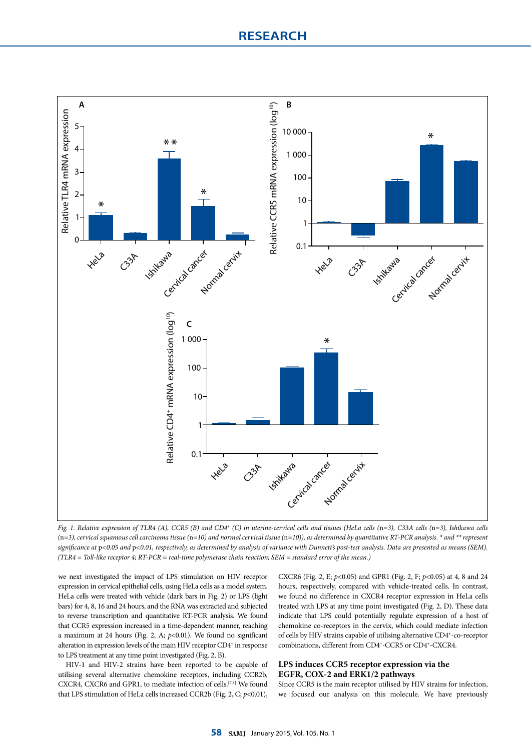Fig. 1. Relative expression of TLR4 (A), CCR5 (B) and CD4+ (C) in uterine-cervical cells and tissues (HeLa cells (n=3), C33A cells (n=3), Ishikawa cells (n=3), cervical squamous cell carcinoma tissue (n=10) and normal cervical tissue (n=10)), as determined by quantitative RT-PCR analysis. * and ** represent significance at $p<0.05$ and $p<0.01$, respectively, as determined by analysis of variance with Dunnett's post-test analysis. Data are presented as means (SEM). (TLR4 = Toll-like receptor 4; RT-PCR = real-time polymerase chain reaction; SEM = standard error of the mean.)

we next investigated the impact of LPS stimulation on HIV receptor expression in cervical epithelial cells, using HeLa cells as a model system. HeLa cells were treated with vehicle (dark bars in Fig. 2) or LPS (light bars) for 4, 8, 16 and 24 hours, and the RNA was extracted and subjected to reverse transcription and quantitative RT-PCR analysis. We found that CCR5 expression increased in a time-dependent manner, reaching a maximum at 24 hours (Fig. 2, A; $p<0.01$). We found no significant alteration in expression levels of the main HIV receptor CD4+ in response to LPS treatment at any time point investigated (Fig. 2, B).

HIV-1 and HIV-2 strains have been reported to be capable of utilising several alternative chemokine receptors, including CCR2b, CXCR4, CXCR6 and GPR1, to mediate infection of cells.[7,8] We found that LPS stimulation of HeLa cells increased CCR2b (Fig. 2, C; $p<0.01$), CXCR6 (Fig. 2, E; $p<0.05$) and GPR1 (Fig. 2, F; $p<0.05$) at 4, 8 and 24 hours, respectively, compared with vehicle-treated cells. In contrast, we found no difference in CXCR4 receptor expression in HeLa cells treated with LPS at any time point investigated (Fig. 2, D). These data indicate that LPS could potentially regulate expression of a host of chemokine co-receptors in the cervix, which could mediate infection of cells by HIV strains capable of utilising alternative CD4+-co-receptor combinations, different from CD4+-CCR5 or CD4+-CXCR4.

## LPS induces CCR5 receptor expression via the EGFR, COX-2 and ERK1/2 pathways

Since CCR5 is the main receptor utilised by HIV strains for infection, we focused our analysis on this molecule. We have previously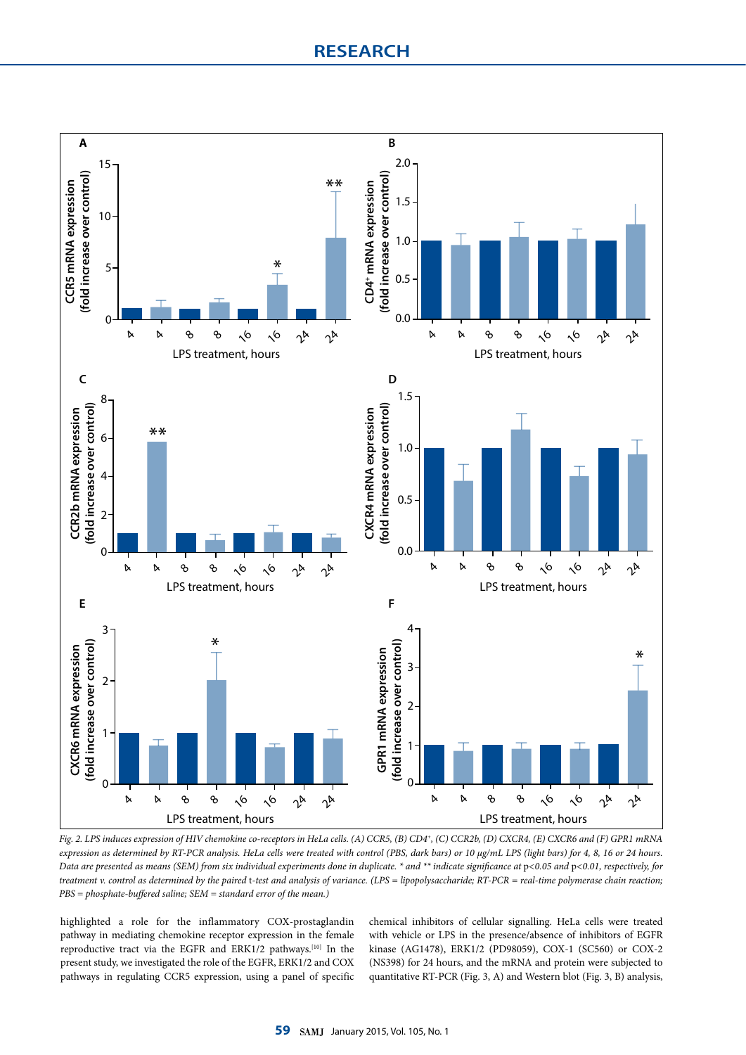Fig. 2. LPS induces expression of HIV chemokine co-receptors in HeLa cells. (A) CCR5, (B) CD4+, (C) CCR2b, (D) CXCR4, (E) CXCR6 and (F) GPR1 mRNA expression as determined by RT-PCR analysis. HeLa cells were treated with control (PBS, dark bars) or 10 μg/mL LPS (light bars) for 4, 8, 16 or 24 hours. Data are presented as means (SEM) from six individual experiments done in duplicate. * and ** indicate significance at $p<0.05$ and $p<0.01$, respectively, for treatment v. control as determined by the paired t-test and analysis of variance. (LPS = lipopolysaccharide; RT-PCR = real-time polymerase chain reaction; PBS = phosphate-buffered saline; SEM = standard error of the mean.)

highlighted a role for the inflammatory COX-prostaglandin pathway in mediating chemokine receptor expression in the female reproductive tract via the EGFR and ERK1/2 pathways.[10] In the present study, we investigated the role of the EGFR, ERK1/2 and COX pathways in regulating CCR5 expression, using a panel of specific chemical inhibitors of cellular signalling. HeLa cells were treated with vehicle or LPS in the presence/absence of inhibitors of EGFR kinase (AG1478), ERK1/2 (PD98059), COX-1 (SC560) or COX-2 (NS398) for 24 hours, and the mRNA and protein were subjected to quantitative RT-PCR (Fig. 3, A) and Western blot (Fig. 3, B) analysis,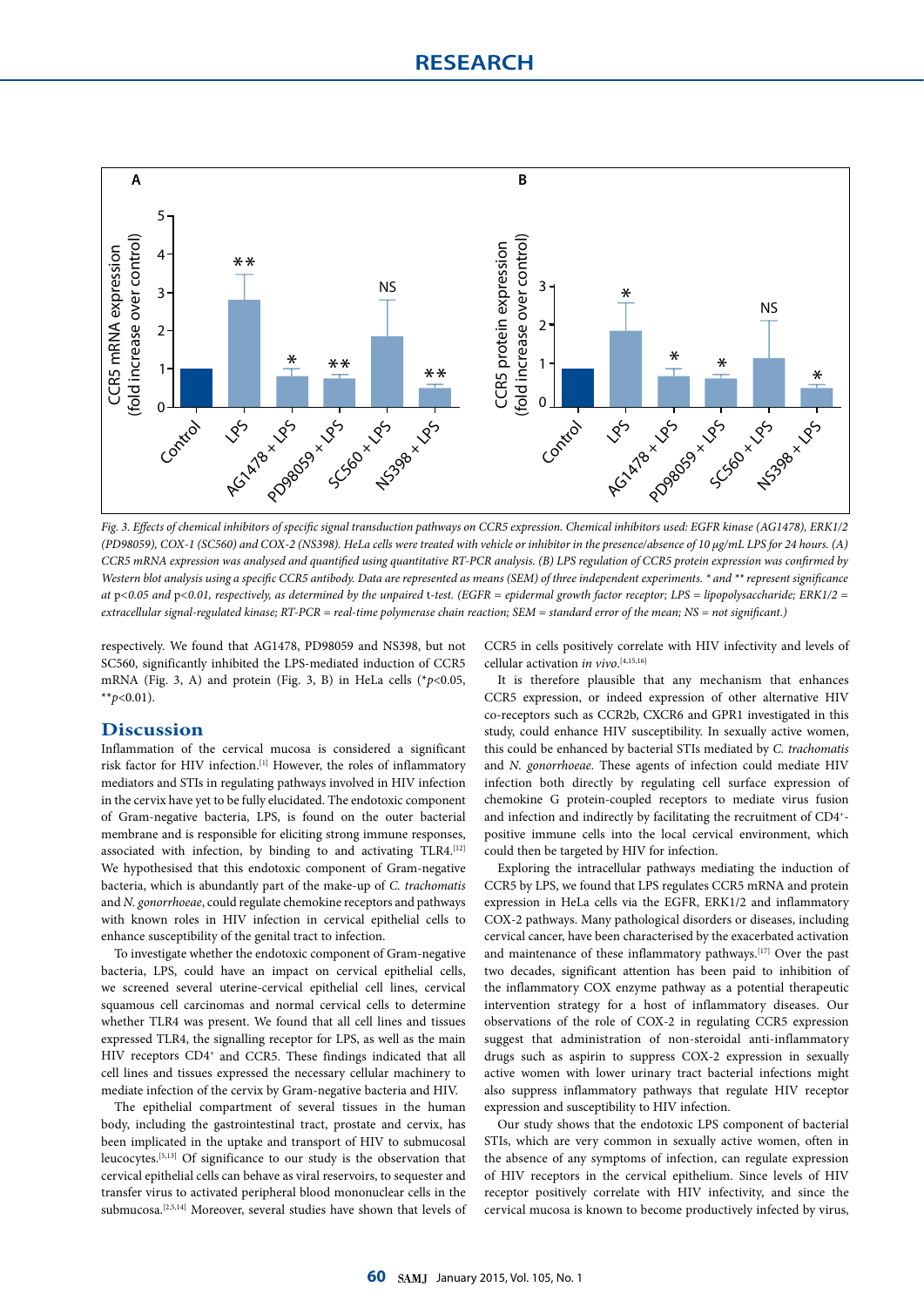Fig. 3. Effects of chemical inhibitors of specific signal transduction pathways on CCR5 expression. Chemical inhibitors used: EGFR kinase (AG1478), ERK1/2 (PD98059), COX-1 (SC560) and COX-2 (NS398). HeLa cells were treated with vehicle or inhibitor in the presence/absence of 10 μg/mL LPS for 24 hours. (A) CCR5 mRNA expression was analysed and quantified using quantitative RT-PCR analysis. (B) LPS regulation of CCR5 protein expression was confirmed by Western blot analysis using a specific CCR5 antibody. Data are represented as means (SEM) of three independent experiments. * and ** represent significance at $p<0.05$ and $p<0.01$, respectively, as determined by the unpaired t-test. (EGFR = epidermal growth factor receptor; LPS = lipopolysaccharide; ERK1/2 = extracellular signal-regulated kinase; RT-PCR = real-time polymerase chain reaction; SEM = standard error of the mean; NS = not significant.)

respectively. We found that AG1478, PD98059 and NS398, but not SC560, significantly inhibited the LPS-mediated induction of CCR5 mRNA (Fig. 3, A) and protein (Fig. 3, B) in HeLa cells (*$p<0.05$, **$p<0.01$).

## Discussion

Inflammation of the cervical mucosa is considered a significant risk factor for HIV infection.[1] However, the roles of inflammatory mediators and STIs in regulating pathways involved in HIV infection in the cervix have yet to be fully elucidated. The endotoxic component of Gram-negative bacteria, LPS, is found on the outer bacterial membrane and is responsible for eliciting strong immune responses, associated with infection, by binding to and activating TLR4.[12] We hypothesised that this endotoxic component of Gram-negative bacteria, which is abundantly part of the make-up of *C. trachomatis* and *N. gonorrhoeae*, could regulate chemokine receptors and pathways with known roles in HIV infection in cervical epithelial cells to enhance susceptibility of the genital tract to infection.

To investigate whether the endotoxic component of Gram-negative bacteria, LPS, could have an impact on cervical epithelial cells, we screened several uterine-cervical epithelial cell lines, cervical squamous cell carcinomas and normal cervical cells to determine whether TLR4 was present. We found that all cell lines and tissues expressed TLR4, the signalling receptor for LPS, as well as the main HIV receptors CD4+ and CCR5. These findings indicated that all cell lines and tissues expressed the necessary cellular machinery to mediate infection of the cervix by Gram-negative bacteria and HIV.

The epithelial compartment of several tissues in the human body, including the gastrointestinal tract, prostate and cervix, has been implicated in the uptake and transport of HIV to submucosal leucocytes.[5,13] Of significance to our study is the observation that cervical epithelial cells can behave as viral reservoirs, to sequester and transfer virus to activated peripheral blood mononuclear cells in the submucosa.[2,5,14] Moreover, several studies have shown that levels of CCR5 in cells positively correlate with HIV infectivity and levels of cellular activation *in vivo*.[4,15,16]

It is therefore plausible that any mechanism that enhances CCR5 expression, or indeed expression of other alternative HIV co-receptors such as CCR2b, CXCR6 and GPR1 investigated in this study, could enhance HIV susceptibility. In sexually active women, this could be enhanced by bacterial STIs mediated by *C. trachomatis* and *N. gonorrhoeae*. These agents of infection could mediate HIV infection both directly by regulating cell surface expression of chemokine G protein-coupled receptors to mediate virus fusion and infection and indirectly by facilitating the recruitment of CD4+-positive immune cells into the local cervical environment, which could then be targeted by HIV for infection.

Exploring the intracellular pathways mediating the induction of CCR5 by LPS, we found that LPS regulates CCR5 mRNA and protein expression in HeLa cells via the EGFR, ERK1/2 and inflammatory COX-2 pathways. Many pathological disorders or diseases, including cervical cancer, have been characterised by the exacerbated activation and maintenance of these inflammatory pathways.[17] Over the past two decades, significant attention has been paid to inhibition of the inflammatory COX enzyme pathway as a potential therapeutic intervention strategy for a host of inflammatory diseases. Our observations of the role of COX-2 in regulating CCR5 expression suggest that administration of non-steroidal anti-inflammatory drugs such as aspirin to suppress COX-2 expression in sexually active women with lower urinary tract bacterial infections might also suppress inflammatory pathways that regulate HIV receptor expression and susceptibility to HIV infection.

Our study shows that the endotoxic LPS component of bacterial STIs, which are very common in sexually active women, often in the absence of any symptoms of infection, can regulate expression of HIV receptors in the cervical epithelium. Since levels of HIV receptor positively correlate with HIV infectivity, and since the cervical mucosa is known to become productively infected by virus,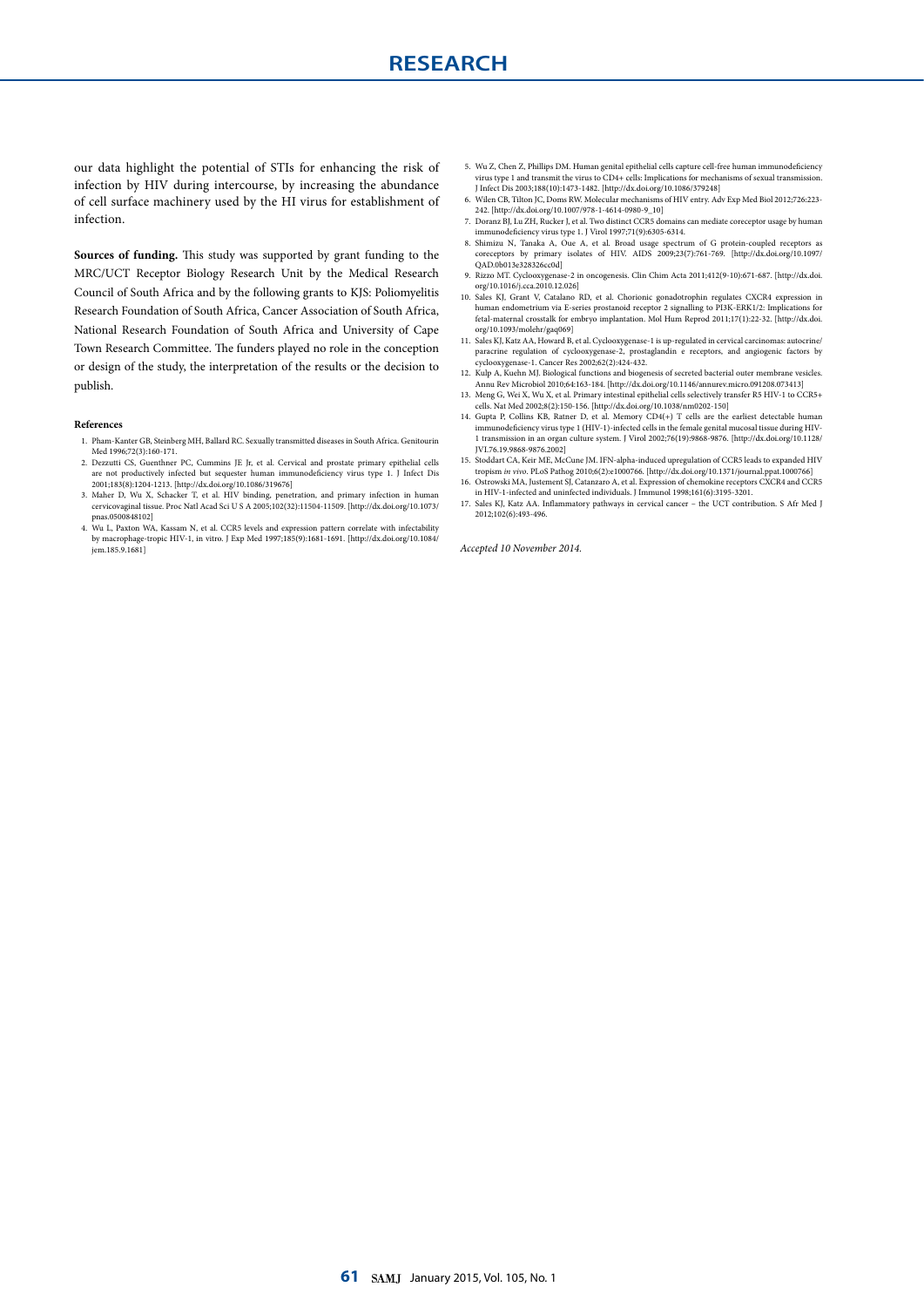our data highlight the potential of STIs for enhancing the risk of infection by HIV during intercourse, by increasing the abundance of cell surface machinery used by the HI virus for establishment of infection.

**Sources of funding.** This study was supported by grant funding to the MRC/UCT Receptor Biology Research Unit by the Medical Research Council of South Africa and by the following grants to KJS: Poliomyelitis Research Foundation of South Africa, Cancer Association of South Africa, National Research Foundation of South Africa and University of Cape Town Research Committee. The funders played no role in the conception or design of the study, the interpretation of the results or the decision to publish.

**References**

1. Pham-Kanter GB, Steinberg MH, Ballard RC. Sexually transmitted diseases in South Africa. Genitourin Med 1996;72(3):160-171.
2. Dezzutti CS, Guenthner PC, Cummins JE Jr, et al. Cervical and prostate primary epithelial cells are not productively infected but sequester human immunodeficiency virus type 1. J Infect Dis 2001;183(8):1204-1213. [http://dx.doi.org/10.1086/319676]
3. Maher D, Wu X, Schacker T, et al. HIV binding, penetration, and primary infection in human cervicovaginal tissue. Proc Natl Acad Sci U S A 2005;102(32):11504-11509. [http://dx.doi.org/10.1073/pnas.0500848102]
4. Wu L, Paxton WA, Kassam N, et al. CCR5 levels and expression pattern correlate with infectability by macrophage-tropic HIV-1, in vitro. J Exp Med 1997;185(9):1681-1691. [http://dx.doi.org/10.1084/jem.185.9.1681]
5. Wu Z, Chen Z, Phillips DM. Human genital epithelial cells capture cell-free human immunodeficiency virus type 1 and transmit the virus to CD4+ cells: Implications for mechanisms of sexual transmission. J Infect Dis 2003;188(10):1473-1482. [http://dx.doi.org/10.1086/379248]
6. Wilen CB, Tilton JC, Doms RW. Molecular mechanisms of HIV entry. Adv Exp Med Biol 2012;726:223-242. [http://dx.doi.org/10.1007/978-1-4614-0980-9_10]
7. Doranz BJ, Lu ZH, Rucker J, et al. Two distinct CCR5 domains can mediate coreceptor usage by human immunodeficiency virus type 1. J Virol 1997;71(9):6305-6314.
8. Shimizu N, Tanaka A, Oue A, et al. Broad usage spectrum of G protein-coupled receptors as coreceptors by primary isolates of HIV. AIDS 2009;23(7):761-769. [http://dx.doi.org/10.1097/QAD.0b013e328326cc0d]
9. Rizzo MT. Cyclooxygenase-2 in oncogenesis. Clin Chim Acta 2011;412(9-10):671-687. [http://dx.doi.org/10.1016/j.cca.2010.12.026]
10. Sales KJ, Grant V, Catalano RD, et al. Chorionic gonadotrophin regulates CXCR4 expression in human endometrium via E-series prostanoid receptor 2 signalling to PI3K-ERK1/2: Implications for fetal-maternal crosstalk for embryo implantation. Mol Hum Reprod 2011;17(1):22-32. [http://dx.doi.org/10.1093/molehr/gaq069]
11. Sales KJ, Katz AA, Howard B, et al. Cyclooxygenase-1 is up-regulated in cervical carcinomas: autocrine/paracrine regulation of cyclooxygenase-2, prostaglandin e receptors, and angiogenic factors by cyclooxygenase-1. Cancer Res 2002;62(2):424-432.
12. Kulp A, Kuehn MJ. Biological functions and biogenesis of secreted bacterial outer membrane vesicles. Annu Rev Microbiol 2010;64:163-184. [http://dx.doi.org/10.1146/annurev.micro.091208.073413]
13. Meng G, Wei X, Wu X, et al. Primary intestinal epithelial cells selectively transfer R5 HIV-1 to CCR5+ cells. Nat Med 2002;8(2):150-156. [http://dx.doi.org/10.1038/nm0202-150]
14. Gupta P, Collins KB, Ratner D, et al. Memory CD4(+) T cells are the earliest detectable human immunodeficiency virus type 1 (HIV-1)-infected cells in the female genital mucosal tissue during HIV-1 transmission in an organ culture system. J Virol 2002;76(19):9868-9876. [http://dx.doi.org/10.1128/JVI.76.19.9868-9876.2002]
15. Stoddart CA, Keir ME, McCune JM. IFN-alpha-induced upregulation of CCR5 leads to expanded HIV tropism *in vivo*. PLoS Pathog 2010;6(2):e1000766. [http://dx.doi.org/10.1371/journal.ppat.1000766]
16. Ostrowski MA, Justement SJ, Catanzaro A, et al. Expression of chemokine receptors CXCR4 and CCR5 in HIV-1-infected and uninfected individuals. J Immunol 1998;161(6):3195-3201.
17. Sales KJ, Katz AA. Inflammatory pathways in cervical cancer – the UCT contribution. S Afr Med J 2012;102(6):493-496.

*Accepted 10 November 2014.*